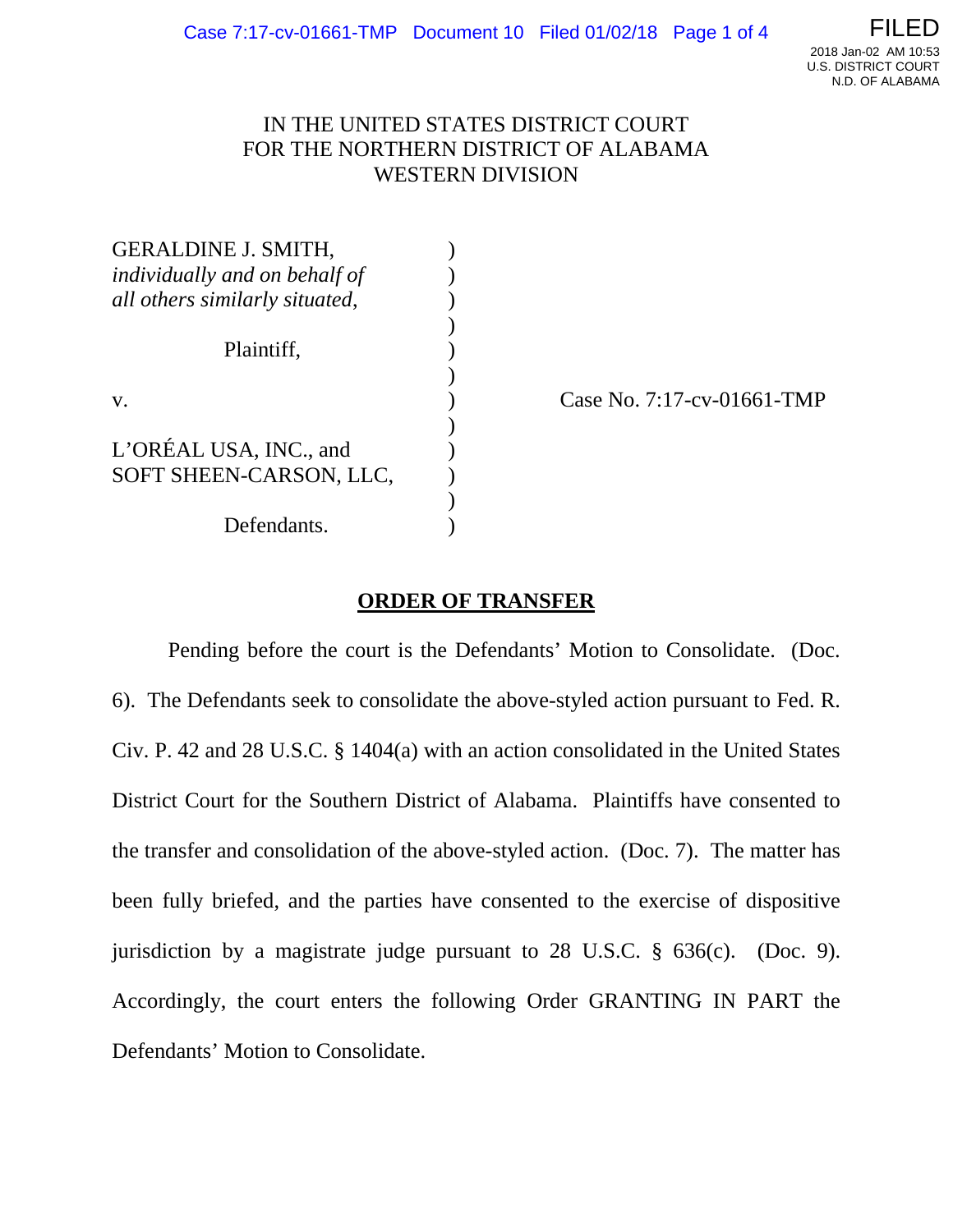IN THE UNITED STATES DISTRICT COURT
FOR THE NORTHERN DISTRICT OF ALABAMA
WESTERN DIVISION

GERALDINE J. SMITH, *individually and on behalf of all others similarly situated*,

Plaintiff,

v.

L'ORÉAL USA, INC., and SOFT SHEEN-CARSON, LLC,

Defendants.

Case No. 7:17-cv-01661-TMP

## ORDER OF TRANSFER

Pending before the court is the Defendants' Motion to Consolidate. (Doc. 6). The Defendants seek to consolidate the above-styled action pursuant to Fed. R. Civ. P. 42 and 28 U.S.C. § 1404(a) with an action consolidated in the United States District Court for the Southern District of Alabama. Plaintiffs have consented to the transfer and consolidation of the above-styled action. (Doc. 7). The matter has been fully briefed, and the parties have consented to the exercise of dispositive jurisdiction by a magistrate judge pursuant to 28 U.S.C. § 636(c). (Doc. 9). Accordingly, the court enters the following Order GRANTING IN PART the Defendants' Motion to Consolidate.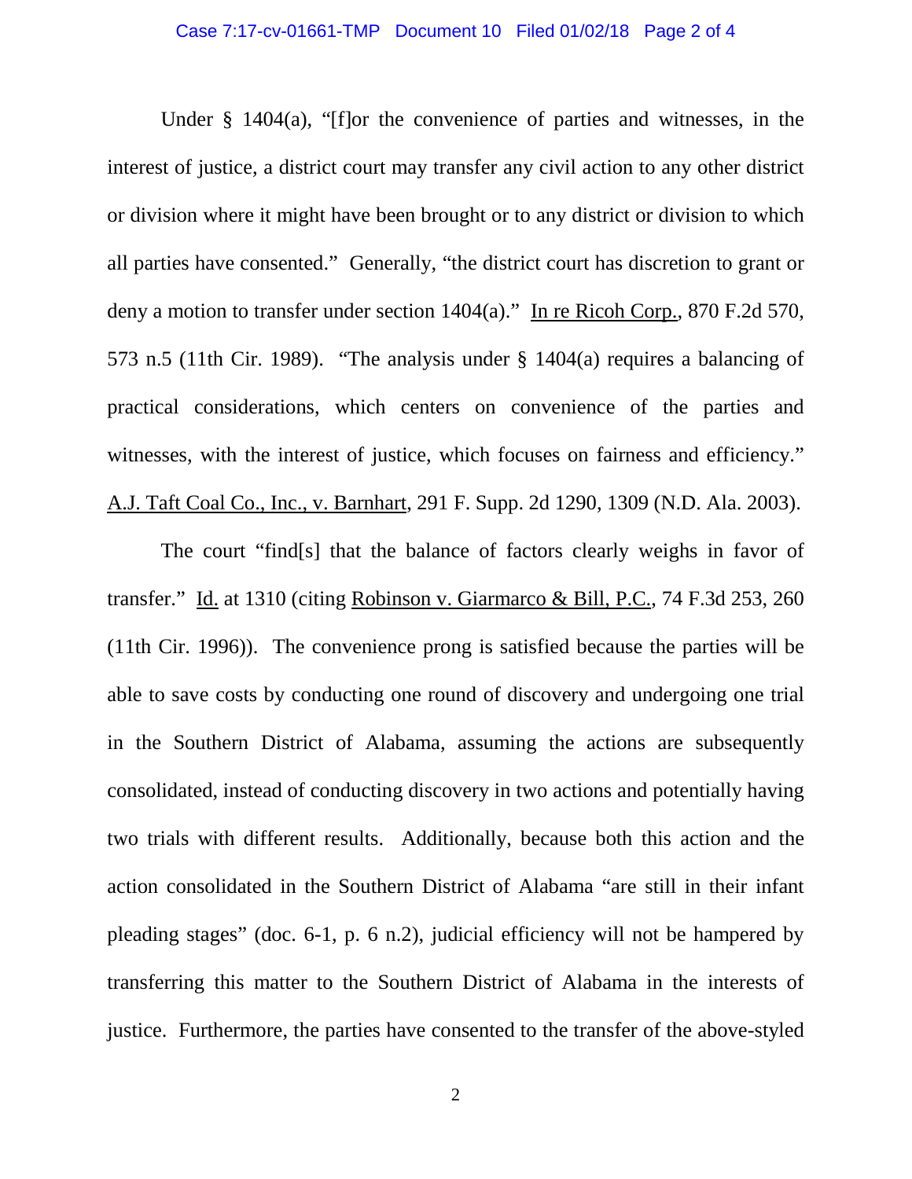Under § 1404(a), "[f]or the convenience of parties and witnesses, in the interest of justice, a district court may transfer any civil action to any other district or division where it might have been brought or to any district or division to which all parties have consented." Generally, "the district court has discretion to grant or deny a motion to transfer under section 1404(a)." In re Ricoh Corp., 870 F.2d 570, 573 n.5 (11th Cir. 1989). "The analysis under § 1404(a) requires a balancing of practical considerations, which centers on convenience of the parties and witnesses, with the interest of justice, which focuses on fairness and efficiency." A.J. Taft Coal Co., Inc., v. Barnhart, 291 F. Supp. 2d 1290, 1309 (N.D. Ala. 2003).

The court "find[s] that the balance of factors clearly weighs in favor of transfer." Id. at 1310 (citing Robinson v. Giarmarco & Bill, P.C., 74 F.3d 253, 260 (11th Cir. 1996)). The convenience prong is satisfied because the parties will be able to save costs by conducting one round of discovery and undergoing one trial in the Southern District of Alabama, assuming the actions are subsequently consolidated, instead of conducting discovery in two actions and potentially having two trials with different results. Additionally, because both this action and the action consolidated in the Southern District of Alabama "are still in their infant pleading stages" (doc. 6-1, p. 6 n.2), judicial efficiency will not be hampered by transferring this matter to the Southern District of Alabama in the interests of justice. Furthermore, the parties have consented to the transfer of the above-styled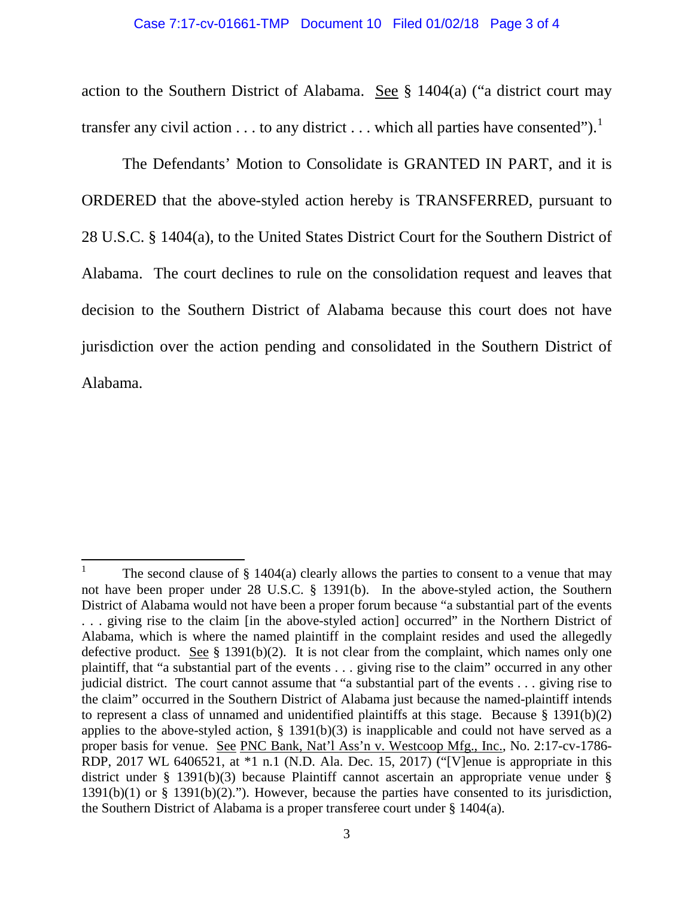action to the Southern District of Alabama. See § 1404(a) ("a district court may transfer any civil action . . . to any district . . . which all parties have consented").[1]

The Defendants' Motion to Consolidate is GRANTED IN PART, and it is ORDERED that the above-styled action hereby is TRANSFERRED, pursuant to 28 U.S.C. § 1404(a), to the United States District Court for the Southern District of Alabama. The court declines to rule on the consolidation request and leaves that decision to the Southern District of Alabama because this court does not have jurisdiction over the action pending and consolidated in the Southern District of Alabama.

---

[1] The second clause of § 1404(a) clearly allows the parties to consent to a venue that may not have been proper under 28 U.S.C. § 1391(b). In the above-styled action, the Southern District of Alabama would not have been a proper forum because "a substantial part of the events . . . giving rise to the claim [in the above-styled action] occurred" in the Northern District of Alabama, which is where the named plaintiff in the complaint resides and used the allegedly defective product. See § 1391(b)(2). It is not clear from the complaint, which names only one plaintiff, that "a substantial part of the events . . . giving rise to the claim" occurred in any other judicial district. The court cannot assume that "a substantial part of the events . . . giving rise to the claim" occurred in the Southern District of Alabama just because the named-plaintiff intends to represent a class of unnamed and unidentified plaintiffs at this stage. Because § 1391(b)(2) applies to the above-styled action, § 1391(b)(3) is inapplicable and could not have served as a proper basis for venue. See PNC Bank, Nat'l Ass'n v. Westcoop Mfg., Inc., No. 2:17-cv-1786-RDP, 2017 WL 6406521, at *1 n.1 (N.D. Ala. Dec. 15, 2017) ("[V]enue is appropriate in this district under § 1391(b)(3) because Plaintiff cannot ascertain an appropriate venue under § 1391(b)(1) or § 1391(b)(2)."). However, because the parties have consented to its jurisdiction, the Southern District of Alabama is a proper transferee court under § 1404(a).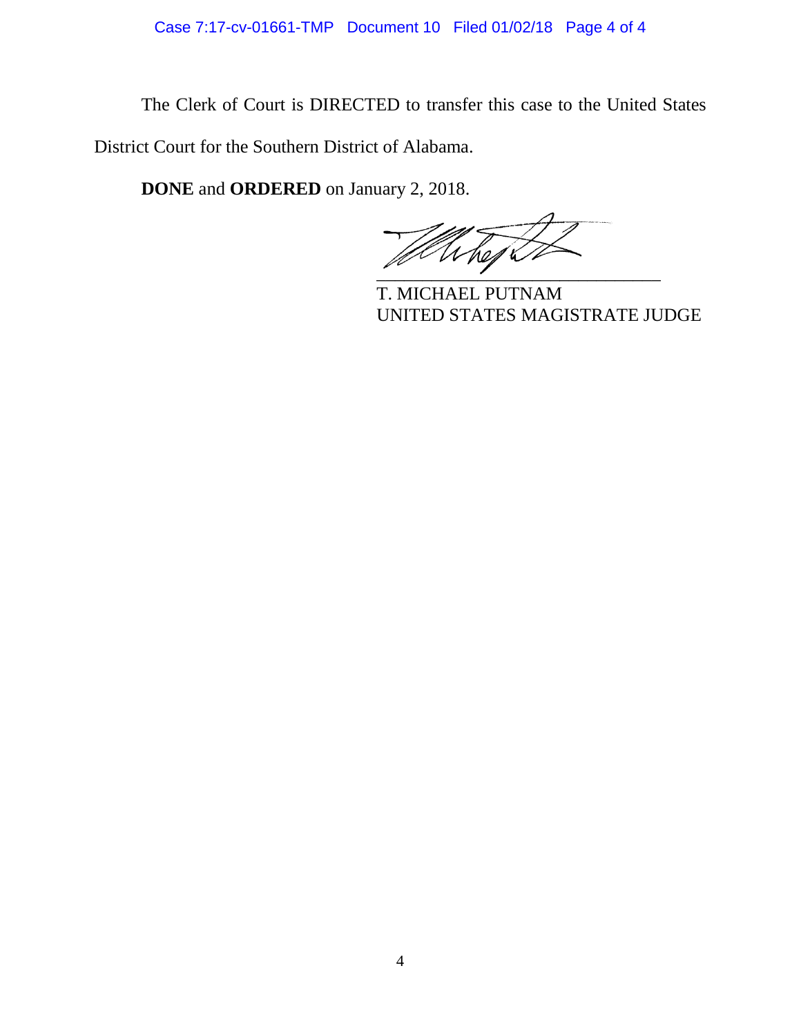The Clerk of Court is DIRECTED to transfer this case to the United States District Court for the Southern District of Alabama.

**DONE** and **ORDERED** on January 2, 2018.

\_\_\_\_\_\_\_\_\_\_\_\_\_\_\_\_\_\_\_\_\_\_\_\_\_\_\_\_\_\_\_\_
T. MICHAEL PUTNAM
UNITED STATES MAGISTRATE JUDGE